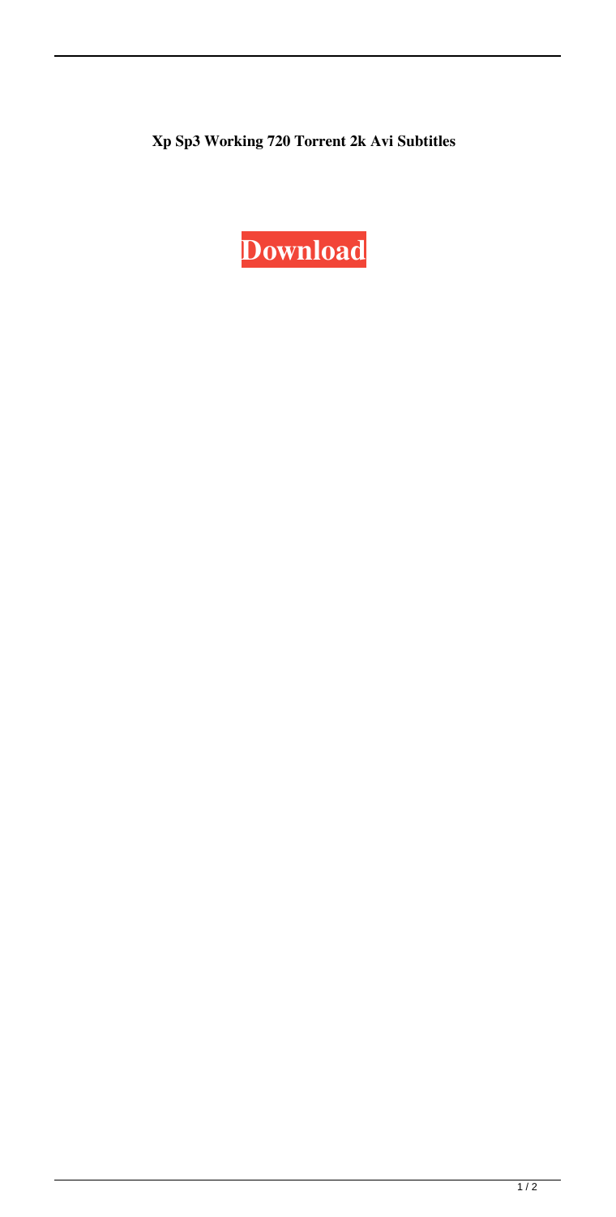**Xp Sp3 Working 720 Torrent 2k Avi Subtitles**

**Download**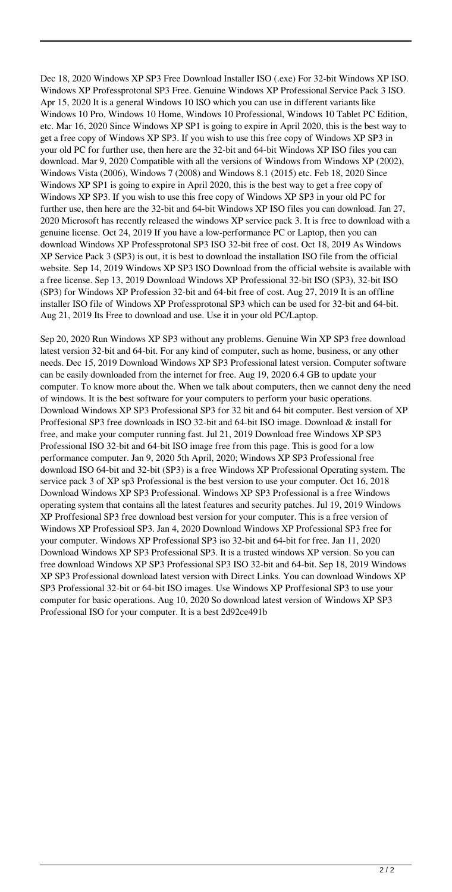Dec 18, 2020 Windows XP SP3 Free Download Installer ISO (.exe) For 32-bit Windows XP ISO. Windows XP Professprotonal SP3 Free. Genuine Windows XP Professional Service Pack 3 ISO. Apr 15, 2020 It is a general Windows 10 ISO which you can use in different variants like Windows 10 Pro, Windows 10 Home, Windows 10 Professional, Windows 10 Tablet PC Edition, etc. Mar 16, 2020 Since Windows XP SP1 is going to expire in April 2020, this is the best way to get a free copy of Windows XP SP3. If you wish to use this free copy of Windows XP SP3 in your old PC for further use, then here are the 32-bit and 64-bit Windows XP ISO files you can download. Mar 9, 2020 Compatible with all the versions of Windows from Windows XP (2002), Windows Vista (2006), Windows 7 (2008) and Windows 8.1 (2015) etc. Feb 18, 2020 Since Windows XP SP1 is going to expire in April 2020, this is the best way to get a free copy of Windows XP SP3. If you wish to use this free copy of Windows XP SP3 in your old PC for further use, then here are the 32-bit and 64-bit Windows XP ISO files you can download. Jan 27, 2020 Microsoft has recently released the windows XP service pack 3. It is free to download with a genuine license. Oct 24, 2019 If you have a low-performance PC or Laptop, then you can download Windows XP Professprotonal SP3 ISO 32-bit free of cost. Oct 18, 2019 As Windows XP Service Pack 3 (SP3) is out, it is best to download the installation ISO file from the official website. Sep 14, 2019 Windows XP SP3 ISO Download from the official website is available with a free license. Sep 13, 2019 Download Windows XP Professional 32-bit ISO (SP3), 32-bit ISO (SP3) for Windows XP Profession 32-bit and 64-bit free of cost. Aug 27, 2019 It is an offline installer ISO file of Windows XP Professprotonal SP3 which can be used for 32-bit and 64-bit. Aug 21, 2019 Its Free to download and use. Use it in your old PC/Laptop.

Sep 20, 2020 Run Windows XP SP3 without any problems. Genuine Win XP SP3 free download latest version 32-bit and 64-bit. For any kind of computer, such as home, business, or any other needs. Dec 15, 2019 Download Windows XP SP3 Professional latest version. Computer software can be easily downloaded from the internet for free. Aug 19, 2020 6.4 GB to update your computer. To know more about the. When we talk about computers, then we cannot deny the need of windows. It is the best software for your computers to perform your basic operations. Download Windows XP SP3 Professional SP3 for 32 bit and 64 bit computer. Best version of XP Proffesional SP3 free downloads in ISO 32-bit and 64-bit ISO image. Download & install for free, and make your computer running fast. Jul 21, 2019 Download free Windows XP SP3 Professional ISO 32-bit and 64-bit ISO image free from this page. This is good for a low performance computer. Jan 9, 2020 5th April, 2020; Windows XP SP3 Professional free download ISO 64-bit and 32-bit (SP3) is a free Windows XP Professional Operating system. The service pack 3 of XP sp3 Professional is the best version to use your computer. Oct 16, 2018 Download Windows XP SP3 Professional. Windows XP SP3 Professional is a free Windows operating system that contains all the latest features and security patches. Jul 19, 2019 Windows XP Proffesional SP3 free download best version for your computer. This is a free version of Windows XP Professioal SP3. Jan 4, 2020 Download Windows XP Professional SP3 free for your computer. Windows XP Professional SP3 iso 32-bit and 64-bit for free. Jan 11, 2020 Download Windows XP SP3 Professional SP3. It is a trusted windows XP version. So you can free download Windows XP SP3 Professional SP3 ISO 32-bit and 64-bit. Sep 18, 2019 Windows XP SP3 Professional download latest version with Direct Links. You can download Windows XP SP3 Professional 32-bit or 64-bit ISO images. Use Windows XP Proffesional SP3 to use your computer for basic operations. Aug 10, 2020 So download latest version of Windows XP SP3 Professional ISO for your computer. It is a best 2d92ce491b